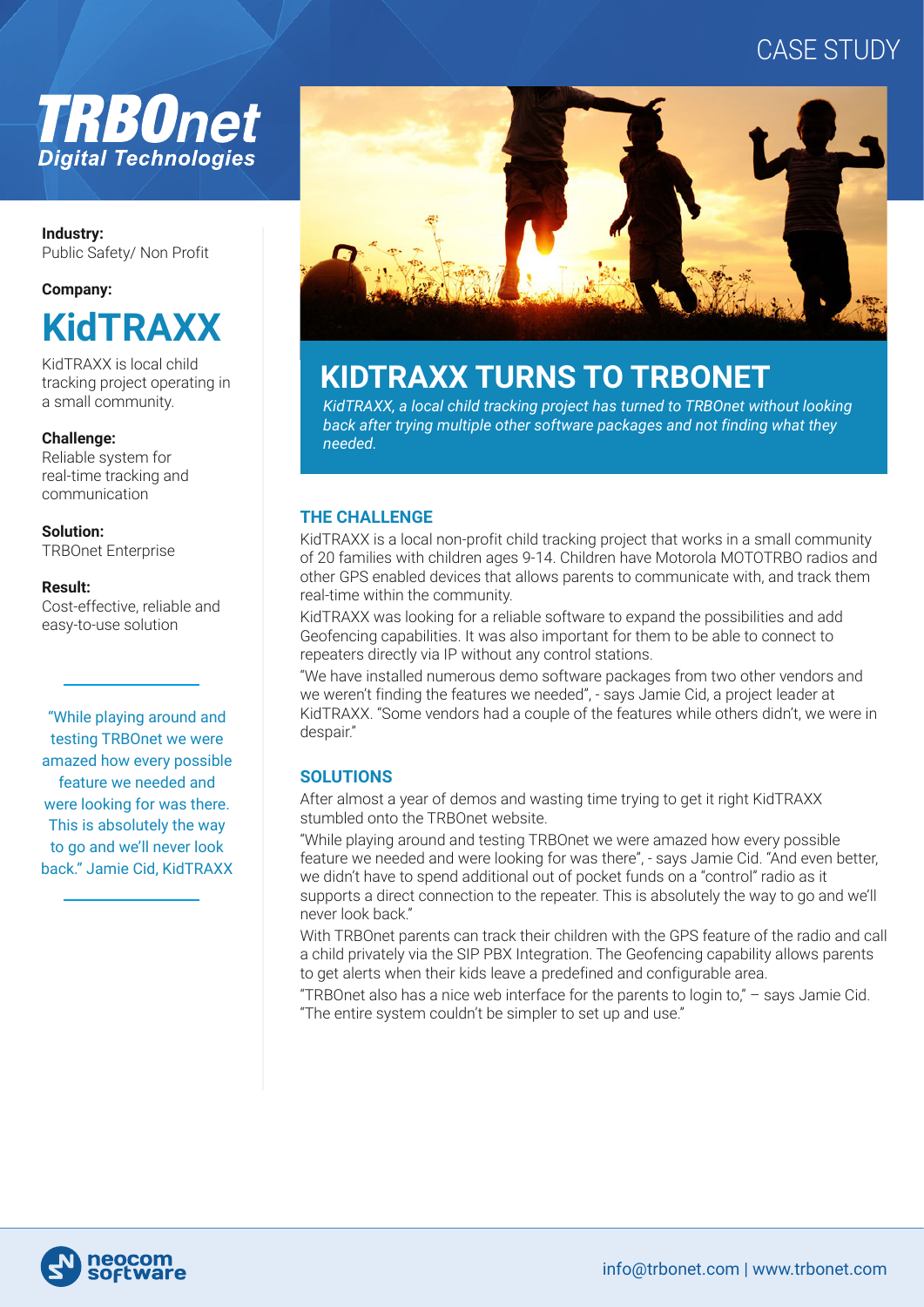CASE STUDY

**TRBOnet**
*Digital Technologies*

**Industry:**
Public Safety/ Non Profit

**Company:**

## KidTRAXX

KidTRAXX is local child tracking project operating in a small community.

**Challenge:**
Reliable system for real-time tracking and communication

**Solution:**
TRBOnet Enterprise

**Result:**
Cost-effective, reliable and easy-to-use solution

"While playing around and testing TRBOnet we were amazed how every possible feature we needed and were looking for was there. This is absolutely the way to go and we'll never look back." Jamie Cid, KidTRAXX

# KIDTRAXX TURNS TO TRBONET

*KidTRAXX, a local child tracking project has turned to TRBOnet without looking back after trying multiple other software packages and not finding what they needed.*

## THE CHALLENGE

KidTRAXX is a local non-profit child tracking project that works in a small community of 20 families with children ages 9-14. Children have Motorola MOTOTRBO radios and other GPS enabled devices that allows parents to communicate with, and track them real-time within the community.

KidTRAXX was looking for a reliable software to expand the possibilities and add Geofencing capabilities. It was also important for them to be able to connect to repeaters directly via IP without any control stations.

"We have installed numerous demo software packages from two other vendors and we weren't finding the features we needed", - says Jamie Cid, a project leader at KidTRAXX. "Some vendors had a couple of the features while others didn't, we were in despair."

## SOLUTIONS

After almost a year of demos and wasting time trying to get it right KidTRAXX stumbled onto the TRBOnet website.

"While playing around and testing TRBOnet we were amazed how every possible feature we needed and were looking for was there", - says Jamie Cid. "And even better, we didn't have to spend additional out of pocket funds on a "control" radio as it supports a direct connection to the repeater. This is absolutely the way to go and we'll never look back."

With TRBOnet parents can track their children with the GPS feature of the radio and call a child privately via the SIP PBX Integration. The Geofencing capability allows parents to get alerts when their kids leave a predefined and configurable area.

"TRBOnet also has a nice web interface for the parents to login to," – says Jamie Cid. "The entire system couldn't be simpler to set up and use."

neocom software

info@trbonet.com | www.trbonet.com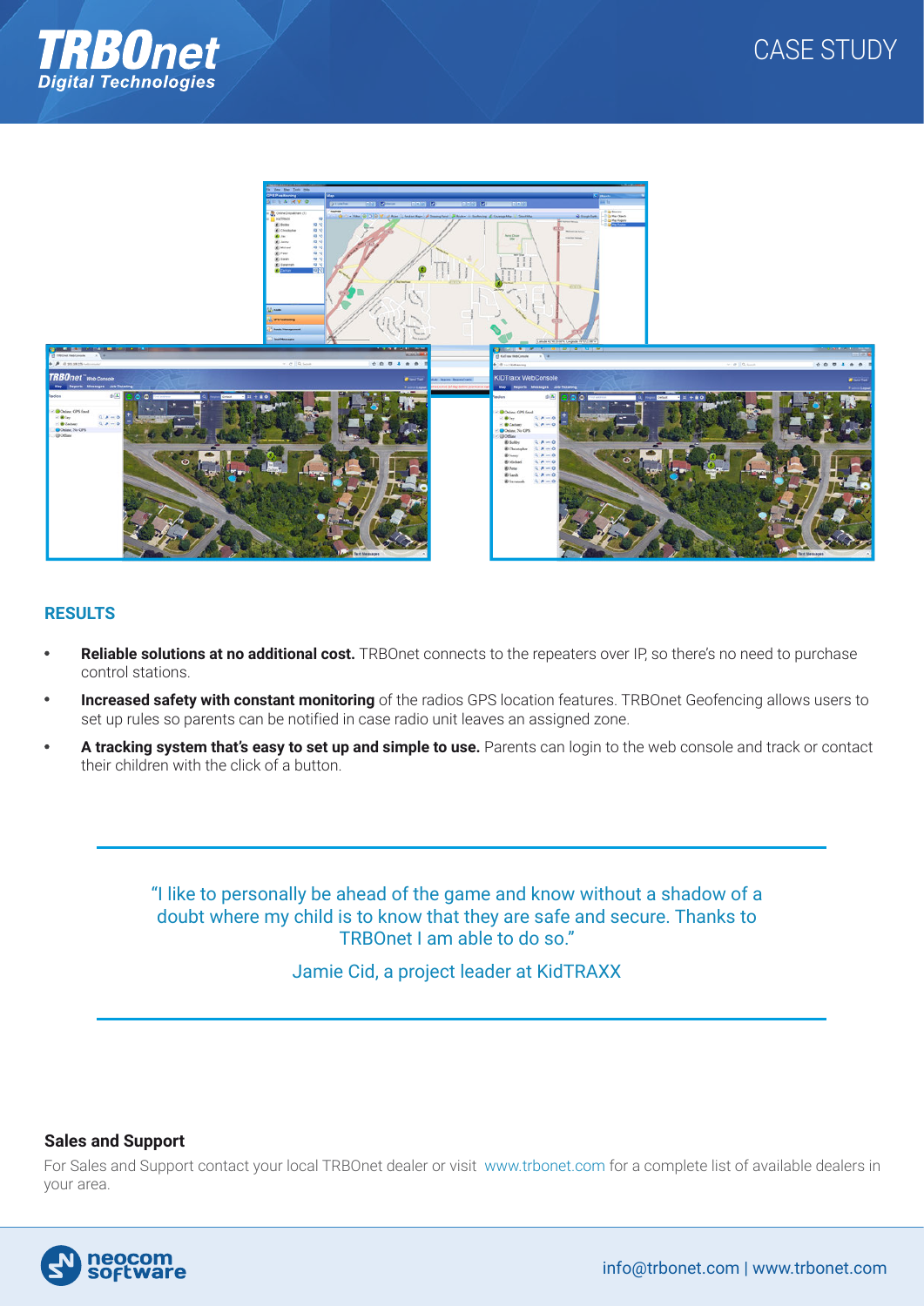## RESULTS

- **Reliable solutions at no additional cost.** TRBOnet connects to the repeaters over IP, so there's no need to purchase control stations.
- **Increased safety with constant monitoring** of the radios GPS location features. TRBOnet Geofencing allows users to set up rules so parents can be notified in case radio unit leaves an assigned zone.
- **A tracking system that's easy to set up and simple to use.** Parents can login to the web console and track or contact their children with the click of a button.

> "I like to personally be ahead of the game and know without a shadow of a doubt where my child is to know that they are safe and secure. Thanks to TRBOnet I am able to do so."
>
> Jamie Cid, a project leader at KidTRAXX

### Sales and Support

For Sales and Support contact your local TRBOnet dealer or visit www.trbonet.com for a complete list of available dealers in your area.

info@trbonet.com | www.trbonet.com